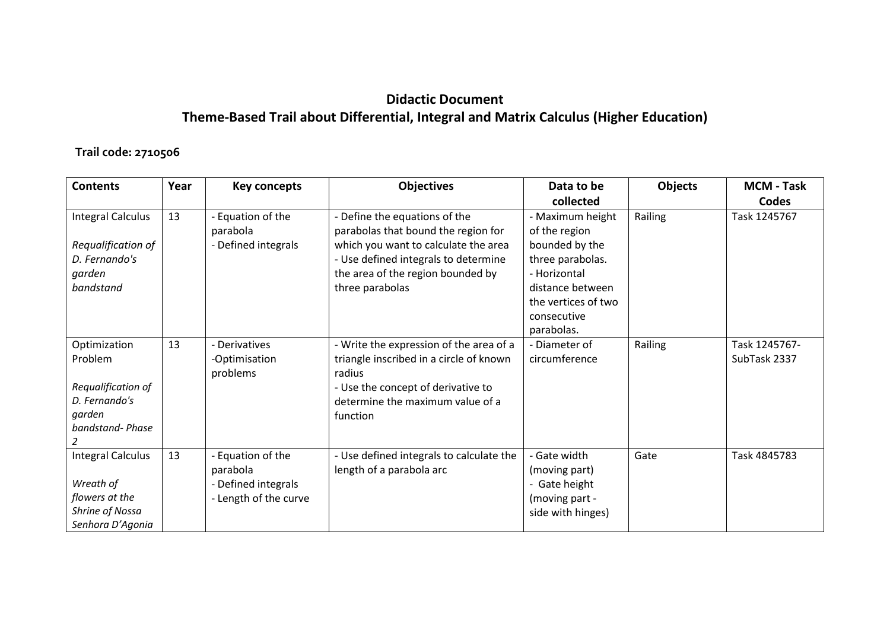# Didactic Document
## Theme-Based Trail about Differential, Integral and Matrix Calculus (Higher Education)

**Trail code: 2710506**

| Contents | Year | Key concepts | Objectives | Data to be collected | Objects | MCM - Task Codes |
|---|---|---|---|---|---|---|
| Integral Calculus<br><br>*Requalification of D. Fernando's garden bandstand* | 13 | - Equation of the parabola<br>- Defined integrals | - Define the equations of the parabolas that bound the region for which you want to calculate the area<br>- Use defined integrals to determine the area of the region bounded by three parabolas | - Maximum height of the region bounded by the three parabolas.<br>- Horizontal distance between the vertices of two consecutive parabolas. | Railing | Task 1245767 |
| Optimization Problem<br><br>*Requalification of D. Fernando's garden bandstand- Phase 2* | 13 | - Derivatives<br>-Optimisation problems | - Write the expression of the area of a triangle inscribed in a circle of known radius<br>- Use the concept of derivative to determine the maximum value of a function | - Diameter of circumference | Railing | Task 1245767-SubTask 2337 |
| Integral Calculus<br><br>*Wreath of flowers at the Shrine of Nossa Senhora D'Agonia* | 13 | - Equation of the parabola<br>- Defined integrals<br>- Length of the curve | - Use defined integrals to calculate the length of a parabola arc | - Gate width (moving part)<br>- Gate height (moving part - side with hinges) | Gate | Task 4845783 |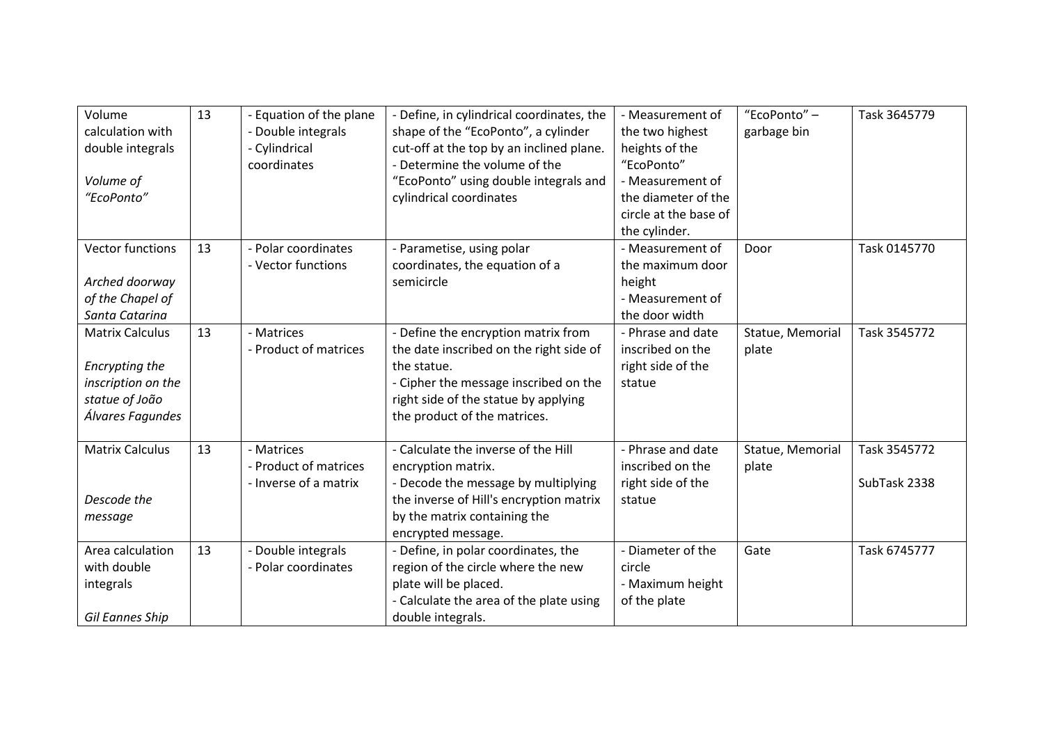| | | | | | | |
|---|---|---|---|---|---|---|
| Volume calculation with double integrals<br><br>*Volume of "EcoPonto"* | 13 | - Equation of the plane<br>- Double integrals<br>- Cylindrical coordinates | - Define, in cylindrical coordinates, the shape of the "EcoPonto", a cylinder cut-off at the top by an inclined plane.<br>- Determine the volume of the "EcoPonto" using double integrals and cylindrical coordinates | - Measurement of the two highest heights of the "EcoPonto"<br>- Measurement of the diameter of the circle at the base of the cylinder. | "EcoPonto" – garbage bin | Task 3645779 |
| Vector functions<br><br>*Arched doorway of the Chapel of Santa Catarina* | 13 | - Polar coordinates<br>- Vector functions | - Parametise, using polar coordinates, the equation of a semicircle | - Measurement of the maximum door height<br>- Measurement of the door width | Door | Task 0145770 |
| Matrix Calculus<br><br>*Encrypting the inscription on the statue of João Álvares Fagundes* | 13 | - Matrices<br>- Product of matrices | - Define the encryption matrix from the date inscribed on the right side of the statue.<br>- Cipher the message inscribed on the right side of the statue by applying the product of the matrices. | - Phrase and date inscribed on the right side of the statue | Statue, Memorial plate | Task 3545772 |
| Matrix Calculus<br><br>*Descode the message* | 13 | - Matrices<br>- Product of matrices<br>- Inverse of a matrix | - Calculate the inverse of the Hill encryption matrix.<br>- Decode the message by multiplying the inverse of Hill's encryption matrix by the matrix containing the encrypted message. | - Phrase and date inscribed on the right side of the statue | Statue, Memorial plate | Task 3545772<br><br>SubTask 2338 |
| Area calculation with double integrals<br><br>*Gil Eannes Ship* | 13 | - Double integrals<br>- Polar coordinates | - Define, in polar coordinates, the region of the circle where the new plate will be placed.<br>- Calculate the area of the plate using double integrals. | - Diameter of the circle<br>- Maximum height of the plate | Gate | Task 6745777 |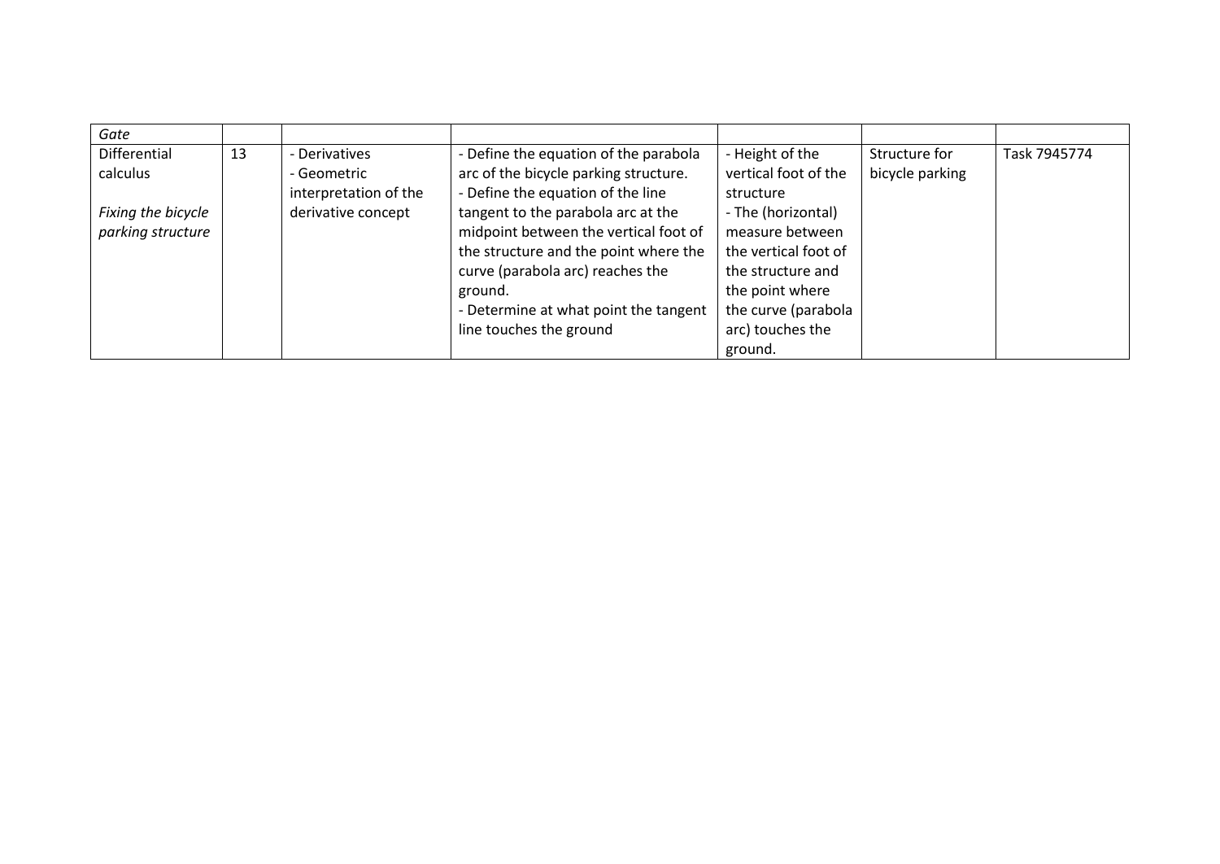| | | | | | | |
|---|---|---|---|---|---|---|
| *Gate* | | | | | | |
| Differential calculus<br><br>*Fixing the bicycle parking structure* | 13 | - Derivatives<br>- Geometric interpretation of the derivative concept | - Define the equation of the parabola arc of the bicycle parking structure.<br>- Define the equation of the line tangent to the parabola arc at the midpoint between the vertical foot of the structure and the point where the curve (parabola arc) reaches the ground.<br>- Determine at what point the tangent line touches the ground | - Height of the vertical foot of the structure<br>- The (horizontal) measure between the vertical foot of the structure and the point where the curve (parabola arc) touches the ground. | Structure for bicycle parking | Task 7945774 |